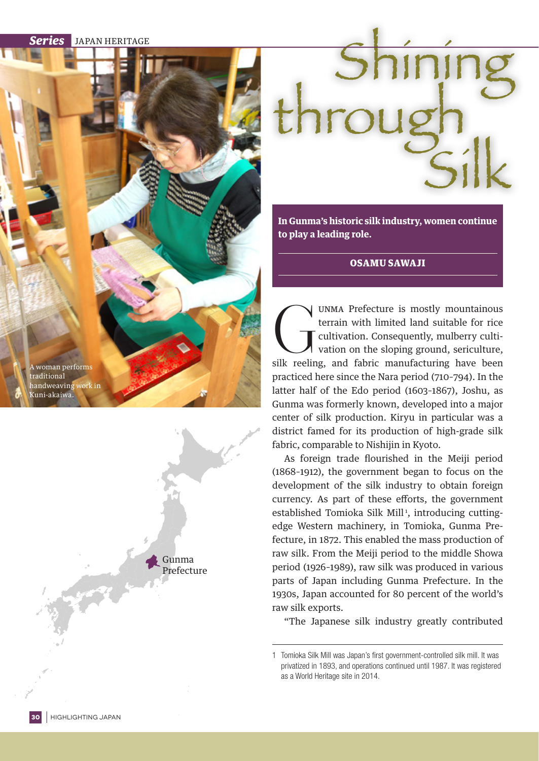Series JAPAN HERITAGE

# Shining through Silk

**In Gunma's historic silk industry, women continue to play a leading role.**

**OSAMU SAWAJI**

A woman performs traditional handweaving work in Kuni-akaiwa.

Gunma Prefecture

GUNMA Prefecture is mostly mountainous terrain with limited land suitable for rice cultivation. Consequently, mulberry cultivation on the sloping ground, sericulture, silk reeling, and fabric manufacturing have been practiced here since the Nara period (710-794). In the latter half of the Edo period (1603-1867), Joshu, as Gunma was formerly known, developed into a major center of silk production. Kiryu in particular was a district famed for its production of high-grade silk fabric, comparable to Nishijin in Kyoto.

As foreign trade flourished in the Meiji period (1868-1912), the government began to focus on the development of the silk industry to obtain foreign currency. As part of these efforts, the government established Tomioka Silk Mill[1], introducing cutting-edge Western machinery, in Tomioka, Gunma Prefecture, in 1872. This enabled the mass production of raw silk. From the Meiji period to the middle Showa period (1926-1989), raw silk was produced in various parts of Japan including Gunma Prefecture. In the 1930s, Japan accounted for 80 percent of the world's raw silk exports.

"The Japanese silk industry greatly contributed

1 Tomioka Silk Mill was Japan's first government-controlled silk mill. It was privatized in 1893, and operations continued until 1987. It was registered as a World Heritage site in 2014.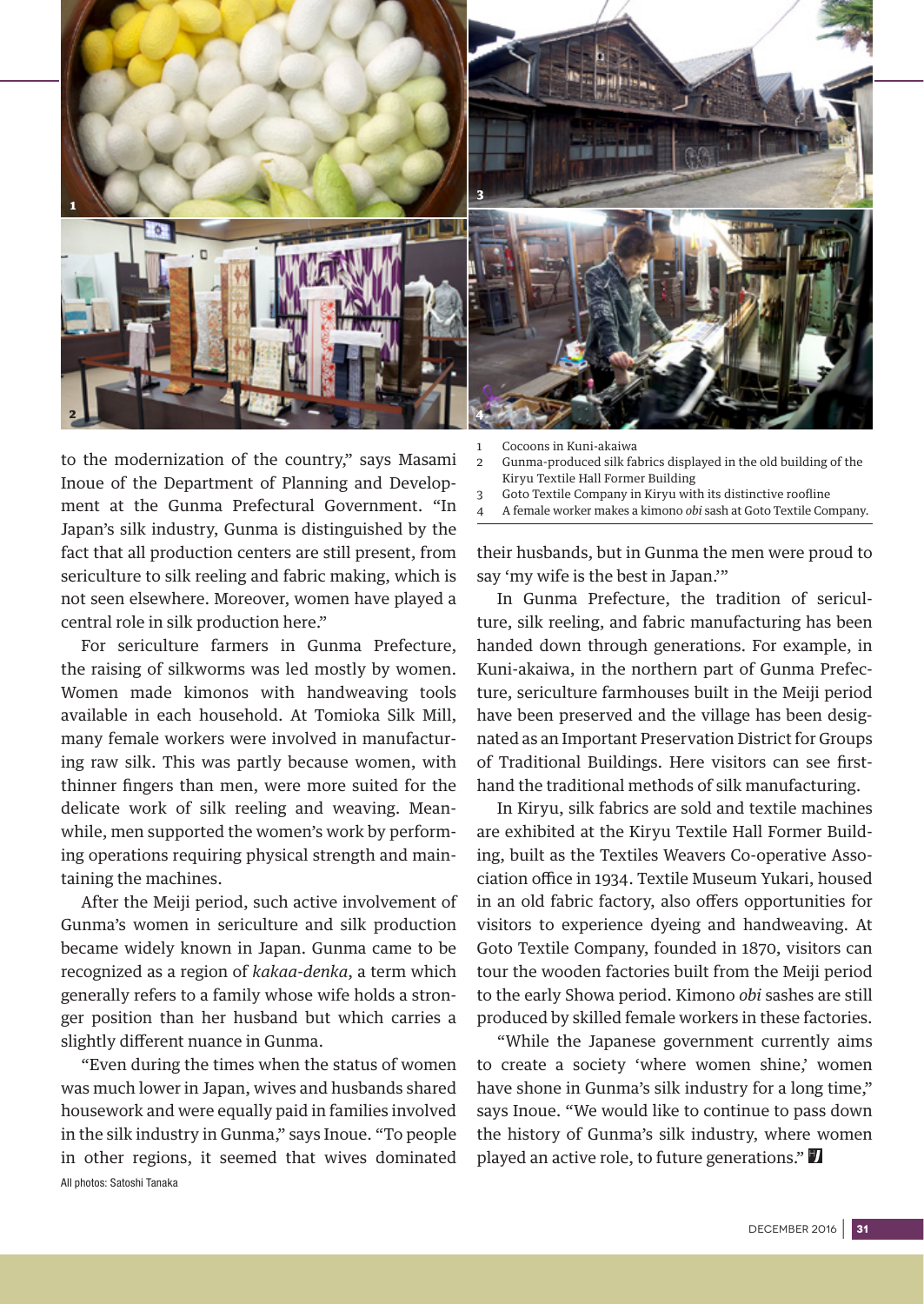to the modernization of the country," says Masami Inoue of the Department of Planning and Development at the Gunma Prefectural Government. "In Japan's silk industry, Gunma is distinguished by the fact that all production centers are still present, from sericulture to silk reeling and fabric making, which is not seen elsewhere. Moreover, women have played a central role in silk production here."

For sericulture farmers in Gunma Prefecture, the raising of silkworms was led mostly by women. Women made kimonos with handweaving tools available in each household. At Tomioka Silk Mill, many female workers were involved in manufacturing raw silk. This was partly because women, with thinner fingers than men, were more suited for the delicate work of silk reeling and weaving. Meanwhile, men supported the women's work by performing operations requiring physical strength and maintaining the machines.

After the Meiji period, such active involvement of Gunma's women in sericulture and silk production became widely known in Japan. Gunma came to be recognized as a region of *kakaa-denka*, a term which generally refers to a family whose wife holds a stronger position than her husband but which carries a slightly different nuance in Gunma.

"Even during the times when the status of women was much lower in Japan, wives and husbands shared housework and were equally paid in families involved in the silk industry in Gunma," says Inoue. "To people in other regions, it seemed that wives dominated their husbands, but in Gunma the men were proud to say 'my wife is the best in Japan.'"

All photos: Satoshi Tanaka

1 Cocoons in Kuni-akaiwa
2 Gunma-produced silk fabrics displayed in the old building of the Kiryu Textile Hall Former Building
3 Goto Textile Company in Kiryu with its distinctive roofline
4 A female worker makes a kimono *obi* sash at Goto Textile Company.

In Gunma Prefecture, the tradition of sericulture, silk reeling, and fabric manufacturing has been handed down through generations. For example, in Kuni-akaiwa, in the northern part of Gunma Prefecture, sericulture farmhouses built in the Meiji period have been preserved and the village has been designated as an Important Preservation District for Groups of Traditional Buildings. Here visitors can see firsthand the traditional methods of silk manufacturing.

In Kiryu, silk fabrics are sold and textile machines are exhibited at the Kiryu Textile Hall Former Building, built as the Textiles Weavers Co-operative Association office in 1934. Textile Museum Yukari, housed in an old fabric factory, also offers opportunities for visitors to experience dyeing and handweaving. At Goto Textile Company, founded in 1870, visitors can tour the wooden factories built from the Meiji period to the early Showa period. Kimono *obi* sashes are still produced by skilled female workers in these factories.

"While the Japanese government currently aims to create a society 'where women shine,' women have shone in Gunma's silk industry for a long time," says Inoue. "We would like to continue to pass down the history of Gunma's silk industry, where women played an active role, to future generations."